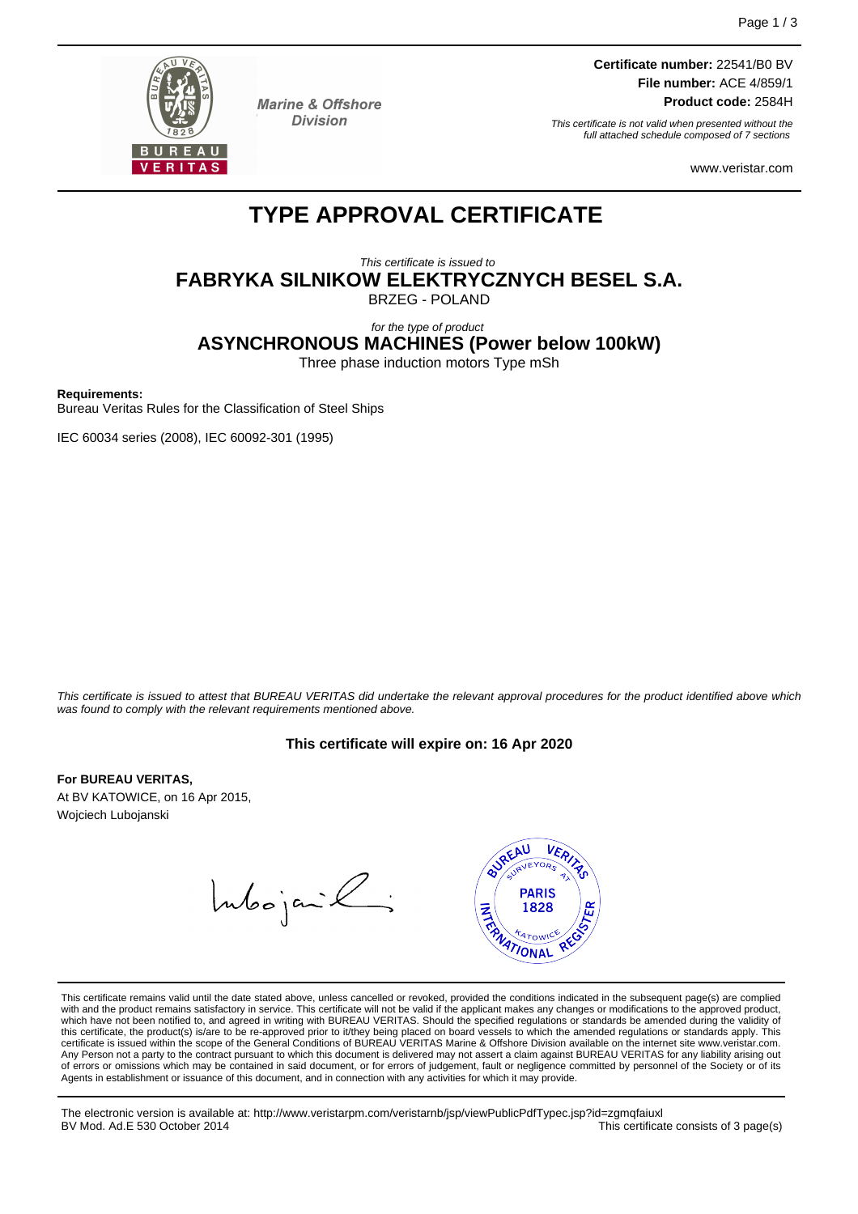Marine & Offshore Division

**Certificate number:** 22541/B0 BV
**File number:** ACE 4/859/1
**Product code:** 2584H

*This certificate is not valid when presented without the full attached schedule composed of 7 sections*

www.veristar.com

# TYPE APPROVAL CERTIFICATE

*This certificate is issued to*

**FABRYKA SILNIKOW ELEKTRYCZNYCH BESEL S.A.**

BRZEG - POLAND

*for the type of product*

**ASYNCHRONOUS MACHINES (Power below 100kW)**

Three phase induction motors Type mSh

**Requirements:**

Bureau Veritas Rules for the Classification of Steel Ships

IEC 60034 series (2008), IEC 60092-301 (1995)

*This certificate is issued to attest that BUREAU VERITAS did undertake the relevant approval procedures for the product identified above which was found to comply with the relevant requirements mentioned above.*

**This certificate will expire on: 16 Apr 2020**

**For BUREAU VERITAS,**
At BV KATOWICE, on 16 Apr 2015,
Wojciech Lubojanski

This certificate remains valid until the date stated above, unless cancelled or revoked, provided the conditions indicated in the subsequent page(s) are complied with and the product remains satisfactory in service. This certificate will not be valid if the applicant makes any changes or modifications to the approved product, which have not been notified to, and agreed in writing with BUREAU VERITAS. Should the specified regulations or standards be amended during the validity of this certificate, the product(s) is/are to be re-approved prior to it/they being placed on board vessels to which the amended regulations or standards apply. This certificate is issued within the scope of the General Conditions of BUREAU VERITAS Marine & Offshore Division available on the internet site www.veristar.com. Any Person not a party to the contract pursuant to which this document is delivered may not assert a claim against BUREAU VERITAS for any liability arising out of errors or omissions which may be contained in said document, or for errors of judgement, fault or negligence committed by personnel of the Society or of its Agents in establishment or issuance of this document, and in connection with any activities for which it may provide.

The electronic version is available at: http://www.veristarpm.com/veristarnb/jsp/viewPublicPdfTypec.jsp?id=zgmqfaiuxl

BV Mod. Ad.E 530 October 2014

This certificate consists of 3 page(s)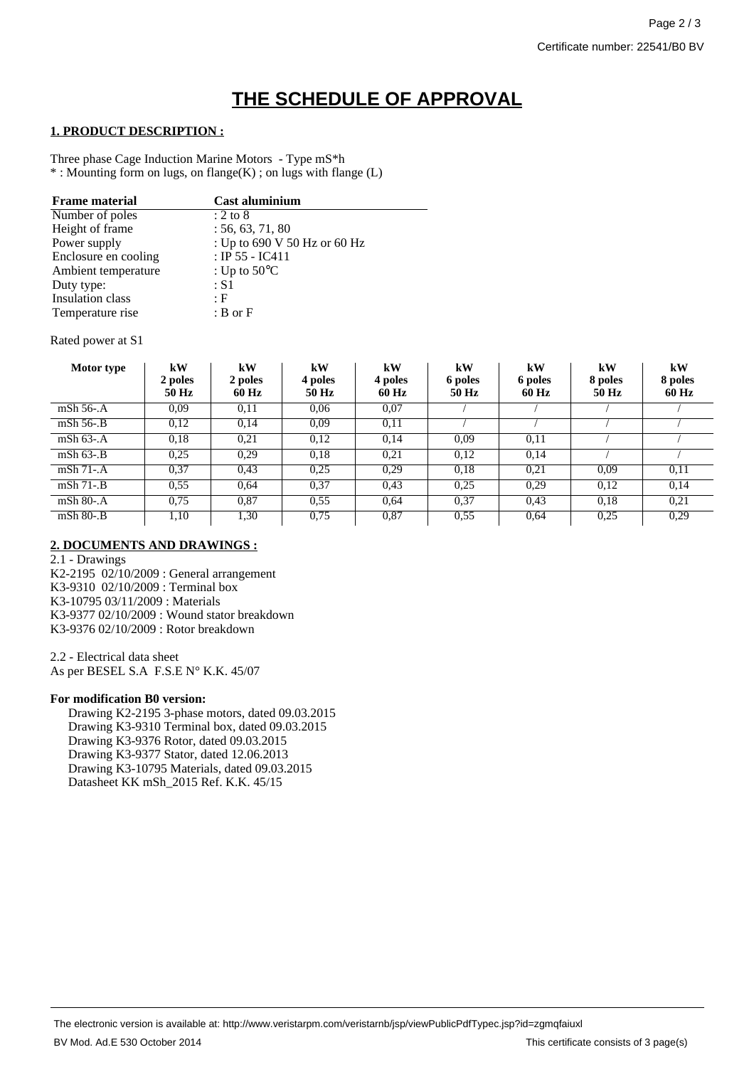# THE SCHEDULE OF APPROVAL

## 1. PRODUCT DESCRIPTION :

Three phase Cage Induction Marine Motors - Type mS*h
* : Mounting form on lugs, on flange(K) ; on lugs with flange (L)

| Frame material | Cast aluminium |
|---|---|
| Number of poles | : 2 to 8 |
| Height of frame | : 56, 63, 71, 80 |
| Power supply | : Up to 690 V 50 Hz or 60 Hz |
| Enclosure en cooling | : IP 55 - IC411 |
| Ambient temperature | : Up to 50°C |
| Duty type: | : S1 |
| Insulation class | : F |
| Temperature rise | : B or F |

Rated power at S1

| Motor type | kW 2 poles 50 Hz | kW 2 poles 60 Hz | kW 4 poles 50 Hz | kW 4 poles 60 Hz | kW 6 poles 50 Hz | kW 6 poles 60 Hz | kW 8 poles 50 Hz | kW 8 poles 60 Hz |
|---|---|---|---|---|---|---|---|---|
| mSh 56-.A | 0,09 | 0,11 | 0,06 | 0,07 | / | / | / | / |
| mSh 56-.B | 0,12 | 0,14 | 0,09 | 0,11 | / | / | / | / |
| mSh 63-.A | 0,18 | 0,21 | 0,12 | 0,14 | 0,09 | 0,11 | / | / |
| mSh 63-.B | 0,25 | 0,29 | 0,18 | 0,21 | 0,12 | 0,14 | / | / |
| mSh 71-.A | 0,37 | 0,43 | 0,25 | 0,29 | 0,18 | 0,21 | 0,09 | 0,11 |
| mSh 71-.B | 0,55 | 0,64 | 0,37 | 0,43 | 0,25 | 0,29 | 0,12 | 0,14 |
| mSh 80-.A | 0,75 | 0,87 | 0,55 | 0,64 | 0,37 | 0,43 | 0,18 | 0,21 |
| mSh 80-.B | 1,10 | 1,30 | 0,75 | 0,87 | 0,55 | 0,64 | 0,25 | 0,29 |

## 2. DOCUMENTS AND DRAWINGS :

2.1 - Drawings
K2-2195 02/10/2009 : General arrangement
K3-9310 02/10/2009 : Terminal box
K3-10795 03/11/2009 : Materials
K3-9377 02/10/2009 : Wound stator breakdown
K3-9376 02/10/2009 : Rotor breakdown

2.2 - Electrical data sheet
As per BESEL S.A F.S.E N° K.K. 45/07

**For modification B0 version:**

Drawing K2-2195 3-phase motors, dated 09.03.2015
Drawing K3-9310 Terminal box, dated 09.03.2015
Drawing K3-9376 Rotor, dated 09.03.2015
Drawing K3-9377 Stator, dated 12.06.2013
Drawing K3-10795 Materials, dated 09.03.2015
Datasheet KK mSh_2015 Ref. K.K. 45/15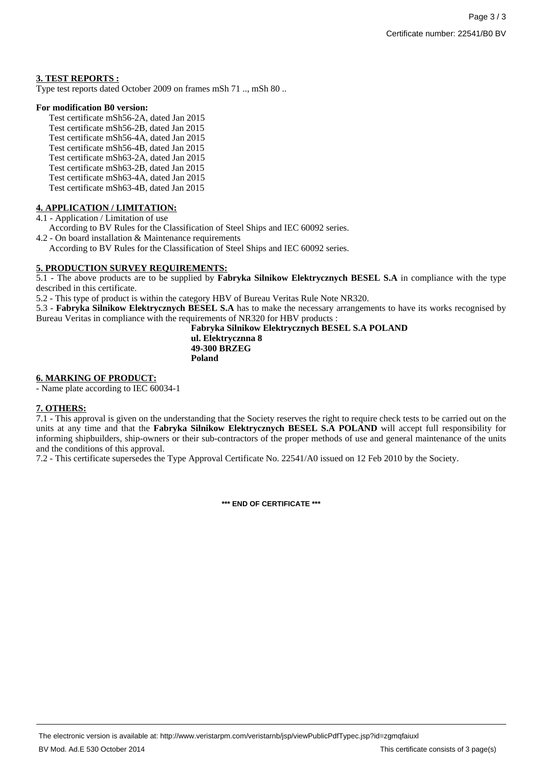## 3. TEST REPORTS :

Type test reports dated October 2009 on frames mSh 71 .., mSh 80 ..

**For modification B0 version:**

Test certificate mSh56-2A, dated Jan 2015
Test certificate mSh56-2B, dated Jan 2015
Test certificate mSh56-4A, dated Jan 2015
Test certificate mSh56-4B, dated Jan 2015
Test certificate mSh63-2A, dated Jan 2015
Test certificate mSh63-2B, dated Jan 2015
Test certificate mSh63-4A, dated Jan 2015
Test certificate mSh63-4B, dated Jan 2015

## 4. APPLICATION / LIMITATION:

4.1 - Application / Limitation of use
According to BV Rules for the Classification of Steel Ships and IEC 60092 series.

4.2 - On board installation & Maintenance requirements
According to BV Rules for the Classification of Steel Ships and IEC 60092 series.

## 5. PRODUCTION SURVEY REQUIREMENTS:

5.1 - The above products are to be supplied by **Fabryka Silnikow Elektrycznych BESEL S.A** in compliance with the type described in this certificate.

5.2 - This type of product is within the category HBV of Bureau Veritas Rule Note NR320.

5.3 - **Fabryka Silnikow Elektrycznych BESEL S.A** has to make the necessary arrangements to have its works recognised by Bureau Veritas in compliance with the requirements of NR320 for HBV products :

**Fabryka Silnikow Elektrycznych BESEL S.A POLAND**
**ul. Elektrycznna 8**
**49-300 BRZEG**
**Poland**

## 6. MARKING OF PRODUCT:

- Name plate according to IEC 60034-1

## 7. OTHERS:

7.1 - This approval is given on the understanding that the Society reserves the right to require check tests to be carried out on the units at any time and that the **Fabryka Silnikow Elektrycznych BESEL S.A POLAND** will accept full responsibility for informing shipbuilders, ship-owners or their sub-contractors of the proper methods of use and general maintenance of the units and the conditions of this approval.

7.2 - This certificate supersedes the Type Approval Certificate No. 22541/A0 issued on 12 Feb 2010 by the Society.

**\*\*\* END OF CERTIFICATE \*\*\***

The electronic version is available at: http://www.veristarpm.com/veristarnb/jsp/viewPublicPdfTypec.jsp?id=zgmqfaiuxl

BV Mod. Ad.E 530 October 2014

This certificate consists of 3 page(s)